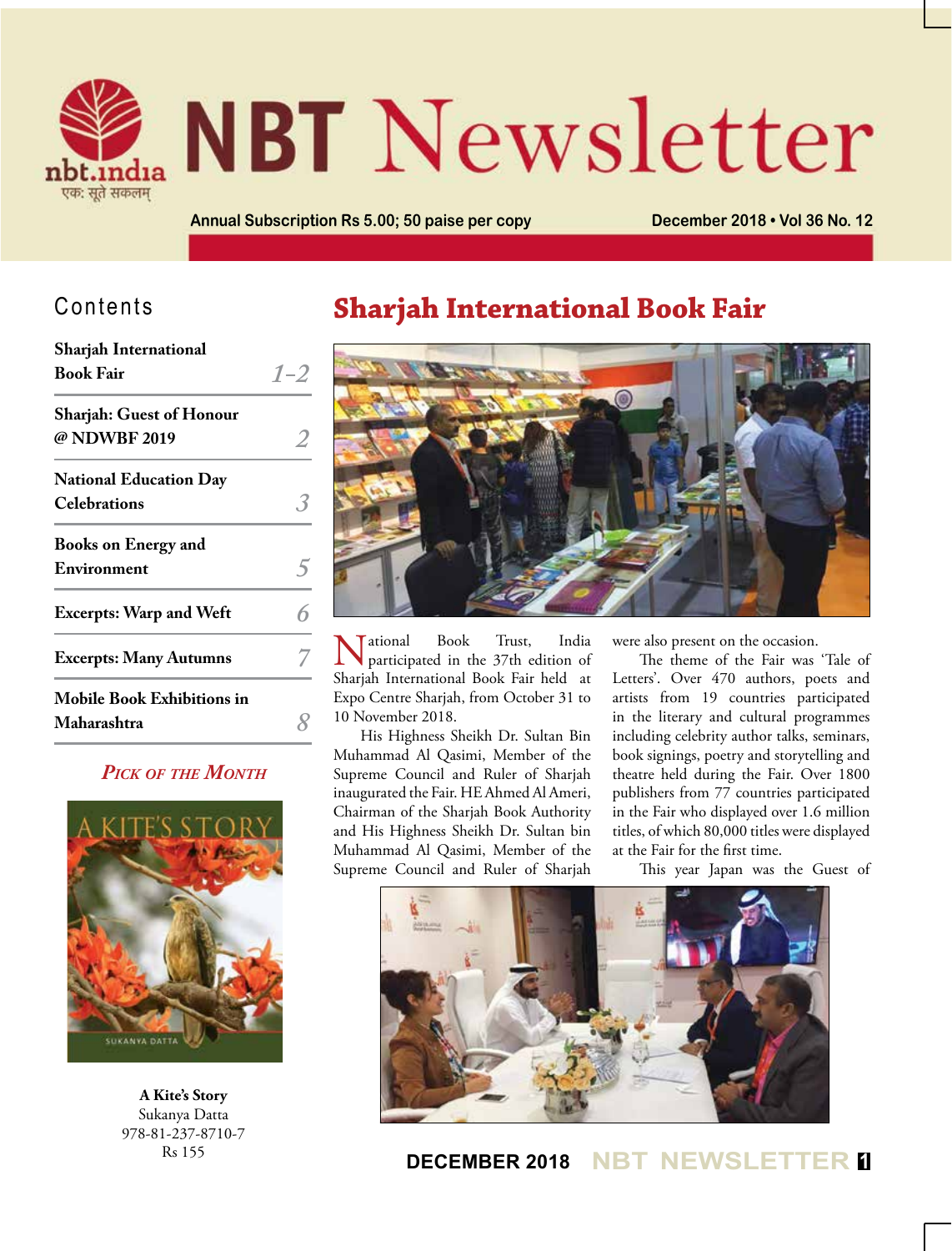# NBT Newsletter

nbt.india

एक: सूते सकलम्

Annual Subscription Rs 5.00; 50 paise per copy

December 2018 • Vol 36 No. 12

## Contents

| | |
|---|---|
| **Sharjah International Book Fair** | 1–2 |
| **Sharjah: Guest of Honour @ NDWBF 2019** | 2 |
| **National Education Day Celebrations** | 3 |
| **Books on Energy and Environment** | 5 |
| **Excerpts: Warp and Weft** | 6 |
| **Excerpts: Many Autumns** | 7 |
| **Mobile Book Exhibitions in Maharashtra** | 8 |

### *Pick of the Month*

**A Kite's Story**
Sukanya Datta
978-81-237-8710-7
Rs 155

# Sharjah International Book Fair

National Book Trust, India participated in the 37th edition of Sharjah International Book Fair held at Expo Centre Sharjah, from October 31 to 10 November 2018.

His Highness Sheikh Dr. Sultan Bin Muhammad Al Qasimi, Member of the Supreme Council and Ruler of Sharjah inaugurated the Fair. HE Ahmed Al Ameri, Chairman of the Sharjah Book Authority and His Highness Sheikh Dr. Sultan bin Muhammad Al Qasimi, Member of the Supreme Council and Ruler of Sharjah were also present on the occasion.

The theme of the Fair was 'Tale of Letters'. Over 470 authors, poets and artists from 19 countries participated in the literary and cultural programmes including celebrity author talks, seminars, book signings, poetry and storytelling and theatre held during the Fair. Over 1800 publishers from 77 countries participated in the Fair who displayed over 1.6 million titles, of which 80,000 titles were displayed at the Fair for the first time.

This year Japan was the Guest of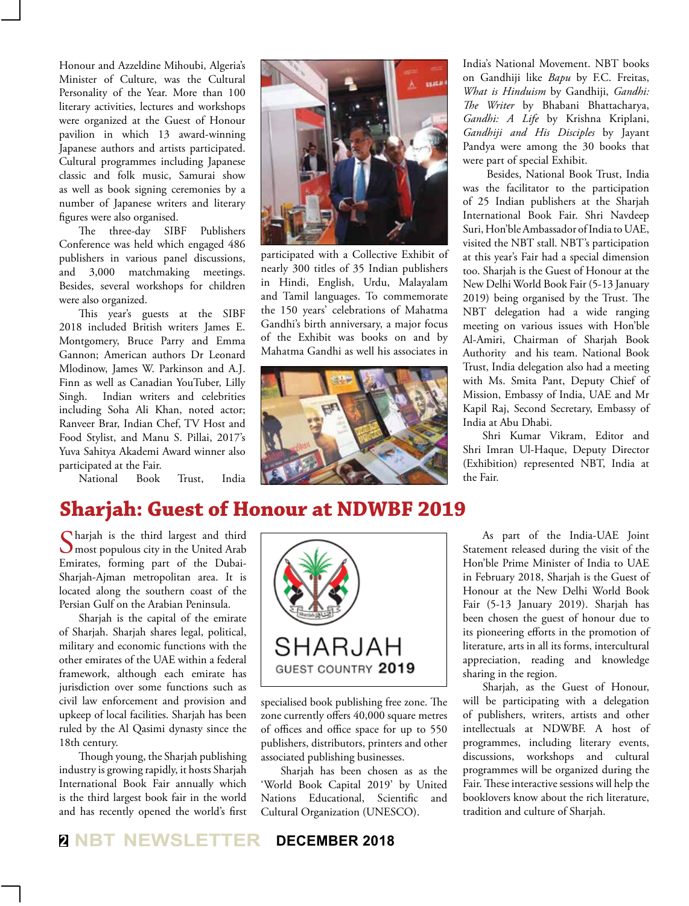Honour and Azzeldine Mihoubi, Algeria's Minister of Culture, was the Cultural Personality of the Year. More than 100 literary activities, lectures and workshops were organized at the Guest of Honour pavilion in which 13 award-winning Japanese authors and artists participated. Cultural programmes including Japanese classic and folk music, Samurai show as well as book signing ceremonies by a number of Japanese writers and literary figures were also organised.

The three-day SIBF Publishers Conference was held which engaged 486 publishers in various panel discussions, and 3,000 matchmaking meetings. Besides, several workshops for children were also organized.

This year's guests at the SIBF 2018 included British writers James E. Montgomery, Bruce Parry and Emma Gannon; American authors Dr Leonard Mlodinow, James W. Parkinson and A.J. Finn as well as Canadian YouTuber, Lilly Singh. Indian writers and celebrities including Soha Ali Khan, noted actor; Ranveer Brar, Indian Chef, TV Host and Food Stylist, and Manu S. Pillai, 2017's Yuva Sahitya Akademi Award winner also participated at the Fair.

National Book Trust, India participated with a Collective Exhibit of nearly 300 titles of 35 Indian publishers in Hindi, English, Urdu, Malayalam and Tamil languages. To commemorate the 150 years' celebrations of Mahatma Gandhi's birth anniversary, a major focus of the Exhibit was books on and by Mahatma Gandhi as well his associates in India's National Movement. NBT books on Gandhiji like *Bapu* by F.C. Freitas, *What is Hinduism* by Gandhiji, *Gandhi: The Writer* by Bhabani Bhattacharya, *Gandhi: A Life* by Krishna Kriplani, *Gandhiji and His Disciples* by Jayant Pandya were among the 30 books that were part of special Exhibit.

Besides, National Book Trust, India was the facilitator to the participation of 25 Indian publishers at the Sharjah International Book Fair. Shri Navdeep Suri, Hon'ble Ambassador of India to UAE, visited the NBT stall. NBT's participation at this year's Fair had a special dimension too. Sharjah is the Guest of Honour at the New Delhi World Book Fair (5-13 January 2019) being organised by the Trust. The NBT delegation had a wide ranging meeting on various issues with Hon'ble Al-Amiri, Chairman of Sharjah Book Authority and his team. National Book Trust, India delegation also had a meeting with Ms. Smita Pant, Deputy Chief of Mission, Embassy of India, UAE and Mr Kapil Raj, Second Secretary, Embassy of India at Abu Dhabi.

Shri Kumar Vikram, Editor and Shri Imran Ul-Haque, Deputy Director (Exhibition) represented NBT, India at the Fair.

# Sharjah: Guest of Honour at NDWBF 2019

Sharjah is the third largest and third most populous city in the United Arab Emirates, forming part of the Dubai-Sharjah-Ajman metropolitan area. It is located along the southern coast of the Persian Gulf on the Arabian Peninsula.

Sharjah is the capital of the emirate of Sharjah. Sharjah shares legal, political, military and economic functions with the other emirates of the UAE within a federal framework, although each emirate has jurisdiction over some functions such as civil law enforcement and provision and upkeep of local facilities. Sharjah has been ruled by the Al Qasimi dynasty since the 18th century.

Though young, the Sharjah publishing industry is growing rapidly, it hosts Sharjah International Book Fair annually which is the third largest book fair in the world and has recently opened the world's first specialised book publishing free zone. The zone currently offers 40,000 square metres of offices and office space for up to 550 publishers, distributors, printers and other associated publishing businesses.

SHARJAH
GUEST COUNTRY **2019**

Sharjah has been chosen as as the 'World Book Capital 2019' by United Nations Educational, Scientific and Cultural Organization (UNESCO).

As part of the India-UAE Joint Statement released during the visit of the Hon'ble Prime Minister of India to UAE in February 2018, Sharjah is the Guest of Honour at the New Delhi World Book Fair (5-13 January 2019). Sharjah has been chosen the guest of honour due to its pioneering efforts in the promotion of literature, arts in all its forms, intercultural appreciation, reading and knowledge sharing in the region.

Sharjah, as the Guest of Honour, will be participating with a delegation of publishers, writers, artists and other intellectuals at NDWBF. A host of programmes, including literary events, discussions, workshops and cultural programmes will be organized during the Fair. These interactive sessions will help the booklovers know about the rich literature, tradition and culture of Sharjah.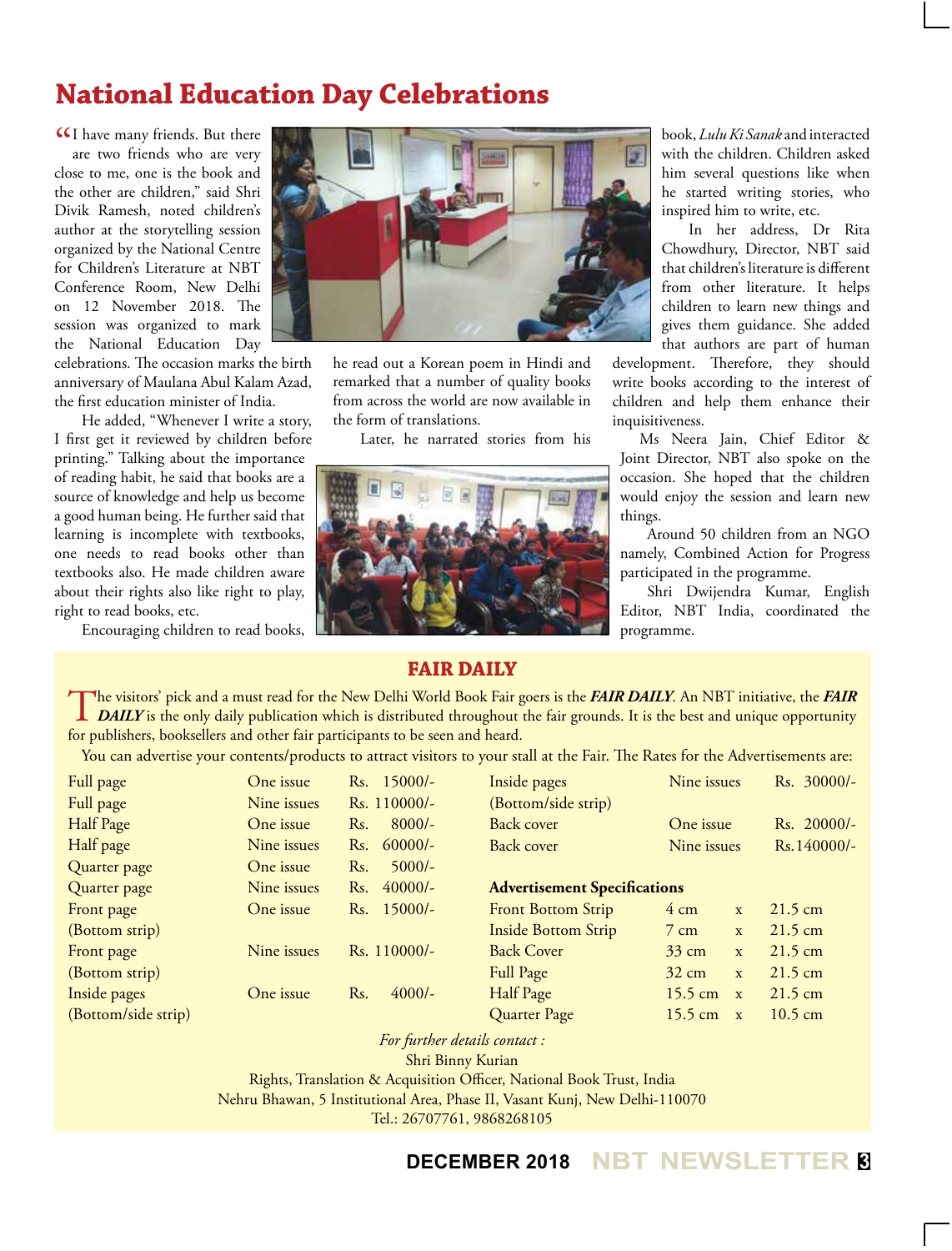# National Education Day Celebrations

"I have many friends. But there are two friends who are very close to me, one is the book and the other are children," said Shri Divik Ramesh, noted children's author at the storytelling session organized by the National Centre for Children's Literature at NBT Conference Room, New Delhi on 12 November 2018. The session was organized to mark the National Education Day celebrations. The occasion marks the birth anniversary of Maulana Abul Kalam Azad, the first education minister of India.

He added, "Whenever I write a story, I first get it reviewed by children before printing." Talking about the importance of reading habit, he said that books are a source of knowledge and help us become a good human being. He further said that learning is incomplete with textbooks, one needs to read books other than textbooks also. He made children aware about their rights also like right to play, right to read books, etc.

Encouraging children to read books, he read out a Korean poem in Hindi and remarked that a number of quality books from across the world are now available in the form of translations.

Later, he narrated stories from his book, *Lulu Ki Sanak* and interacted with the children. Children asked him several questions like when he started writing stories, who inspired him to write, etc.

In her address, Dr Rita Chowdhury, Director, NBT said that children's literature is different from other literature. It helps children to learn new things and gives them guidance. She added that authors are part of human development. Therefore, they should write books according to the interest of children and help them enhance their inquisitiveness.

Ms Neera Jain, Chief Editor & Joint Director, NBT also spoke on the occasion. She hoped that the children would enjoy the session and learn new things.

Around 50 children from an NGO namely, Combined Action for Progress participated in the programme.

Shri Dwijendra Kumar, English Editor, NBT India, coordinated the programme.

## FAIR DAILY

The visitors' pick and a must read for the New Delhi World Book Fair goers is the ***FAIR DAILY***. An NBT initiative, the ***FAIR DAILY*** is the only daily publication which is distributed throughout the fair grounds. It is the best and unique opportunity for publishers, booksellers and other fair participants to be seen and heard.

You can advertise your contents/products to attract visitors to your stall at the Fair. The Rates for the Advertisements are:

| | | |
|---|---|---|
| Full page | One issue | Rs. 15000/- |
| Full page | Nine issues | Rs. 110000/- |
| Half Page | One issue | Rs. 8000/- |
| Half page | Nine issues | Rs. 60000/- |
| Quarter page | One issue | Rs. 5000/- |
| Quarter page | Nine issues | Rs. 40000/- |
| Front page (Bottom strip) | One issue | Rs. 15000/- |
| Front page (Bottom strip) | Nine issues | Rs. 110000/- |
| Inside pages (Bottom/side strip) | One issue | Rs. 4000/- |
| Inside pages (Bottom/side strip) | Nine issues | Rs. 30000/- |
| Back cover | One issue | Rs. 20000/- |
| Back cover | Nine issues | Rs.140000/- |

**Advertisement Specifications**

| | |
|---|---|
| Front Bottom Strip | 4 cm x 21.5 cm |
| Inside Bottom Strip | 7 cm x 21.5 cm |
| Back Cover | 33 cm x 21.5 cm |
| Full Page | 32 cm x 21.5 cm |
| Half Page | 15.5 cm x 21.5 cm |
| Quarter Page | 15.5 cm x 10.5 cm |

*For further details contact :*
Shri Binny Kurian
Rights, Translation & Acquisition Officer, National Book Trust, India
Nehru Bhawan, 5 Institutional Area, Phase II, Vasant Kunj, New Delhi-110070
Tel.: 26707761, 9868268105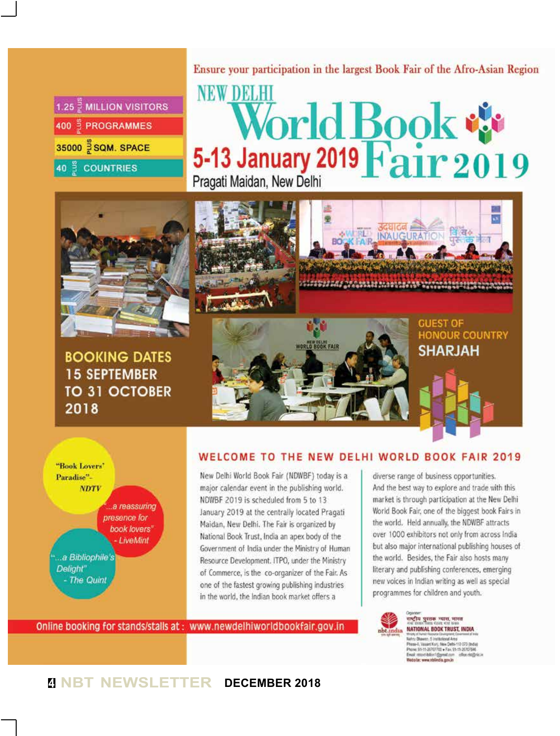Ensure your participation in the largest Book Fair of the Afro-Asian Region

# NEW DELHI World Book Fair 2019

## 5-13 January 2019

Pragati Maidan, New Delhi

- 1.25 PLUS MILLION VISITORS
- 400 PLUS PROGRAMMES
- 35000 PLUS SQM. SPACE
- 40 PLUS COUNTRIES

**BOOKING DATES 15 SEPTEMBER TO 31 OCTOBER 2018**

**GUEST OF HONOUR COUNTRY SHARJAH**

"Book Lovers' Paradise" - NDTV

"...a reassuring presence for book lovers" - LiveMint

"...a Bibliophile's Delight" - The Quint

## WELCOME TO THE NEW DELHI WORLD BOOK FAIR 2019

New Delhi World Book Fair (NDWBF) today is a major calendar event in the publishing world. NDWBF 2019 is scheduled from 5 to 13 January 2019 at the centrally located Pragati Maidan, New Delhi. The Fair is organized by National Book Trust, India an apex body of the Government of India under the Ministry of Human Resource Development. ITPO, under the Ministry of Commerce, is the co-organizer of the Fair. As one of the fastest growing publishing industries in the world, the Indian book market offers a diverse range of business opportunities. And the best way to explore and trade with this market is through participation at the New Delhi World Book Fair, one of the biggest book Fairs in the world. Held annually, the NDWBF attracts over 1000 exhibitors not only from across India but also major international publishing houses of the world. Besides, the Fair also hosts many literary and publishing conferences, emerging new voices in Indian writing as well as special programmes for children and youth.

Online booking for stands/stalls at : www.newdelhiworldbookfair.gov.in

Organiser
राष्ट्रीय पुस्तक न्यास, भारत
NATIONAL BOOK TRUST, INDIA
Ministry of Human Resource Development, Government of India
Nehru Bhawan, 5 Institutional Area
Phase-II, Vasant Kunj, New Delhi-110 070 (India)
Phone: 91-11-26707700 • Fax: 91-11-26707846
Email: nbtworldbookfair@gmail.com office.nbt@nic.in
Website: www.nbtindia.gov.in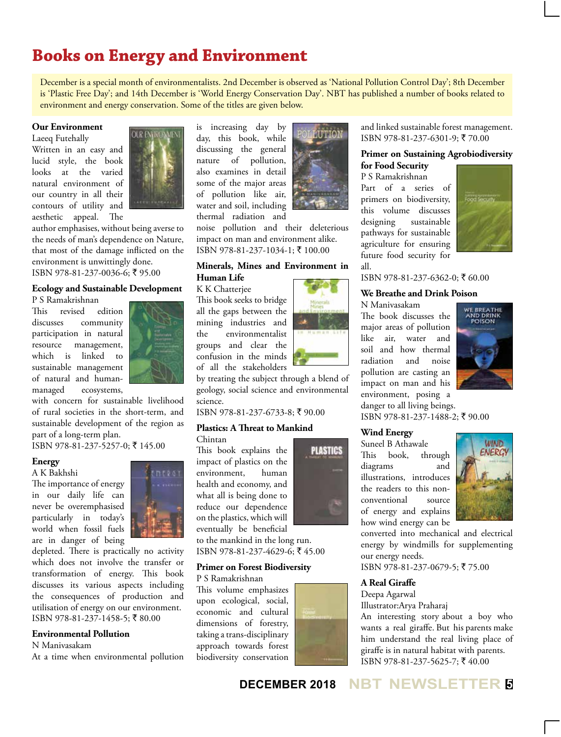# Books on Energy and Environment

December is a special month of environmentalists. 2nd December is observed as 'National Pollution Control Day'; 8th December is 'Plastic Free Day'; and 14th December is 'World Energy Conservation Day'. NBT has published a number of books related to environment and energy conservation. Some of the titles are given below.

**Our Environment**
Laeeq Futehally
Written in an easy and lucid style, the book looks at the varied natural environment of our country in all their contours of utility and aesthetic appeal. The author emphasises, without being averse to the needs of man's dependence on Nature, that most of the damage inflicted on the environment is unwittingly done.
ISBN 978-81-237-0036-6; ₹ 95.00

**Ecology and Sustainable Development**
P S Ramakrishnan
This revised edition discusses community participation in natural resource management, which is linked to sustainable management of natural and human-managed ecosystems, with concern for sustainable livelihood of rural societies in the short-term, and sustainable development of the region as part of a long-term plan.
ISBN 978-81-237-5257-0; ₹ 145.00

**Energy**
A K Bakhshi
The importance of energy in our daily life can never be overemphasised particularly in today's world when fossil fuels are in danger of being depleted. There is practically no activity which does not involve the transfer or transformation of energy. This book discusses its various aspects including the consequences of production and utilisation of energy on our environment.
ISBN 978-81-237-1458-5; ₹ 80.00

**Environmental Pollution**
N Manivasakam
At a time when environmental pollution is increasing day by day, this book, while discussing the general nature of pollution, also examines in detail some of the major areas of pollution like air, water and soil, including thermal radiation and noise pollution and their deleterious impact on man and environment alike.
ISBN 978-81-237-1034-1; ₹ 100.00

**Minerals, Mines and Environment in Human Life**
K K Chatterjee
This book seeks to bridge all the gaps between the mining industries and the environmentalist groups and clear the confusion in the minds of all the stakeholders by treating the subject through a blend of geology, social science and environmental science.
ISBN 978-81-237-6733-8; ₹ 90.00

**Plastics: A Threat to Mankind**
Chintan
This book explains the impact of plastics on the environment, human health and economy, and what all is being done to reduce our dependence on the plastics, which will eventually be beneficial to the mankind in the long run.
ISBN 978-81-237-4629-6; ₹ 45.00

**Primer on Forest Biodiversity**
P S Ramakrishnan
This volume emphasizes upon ecological, social, economic and cultural dimensions of forestry, taking a trans-disciplinary approach towards forest biodiversity conservation and linked sustainable forest management.
ISBN 978-81-237-6301-9; ₹ 70.00

**Primer on Sustaining Agrobiodiversity for Food Security**
P S Ramakrishnan
Part of a series of primers on biodiversity, this volume discusses designing sustainable pathways for sustainable agriculture for ensuring future food security for all.
ISBN 978-81-237-6362-0; ₹ 60.00

**We Breathe and Drink Poison**
N Manivasakam
The book discusses the major areas of pollution like air, water and soil and how thermal radiation and noise pollution are casting an impact on man and his environment, posing a danger to all living beings.
ISBN 978-81-237-1488-2; ₹ 90.00

**Wind Energy**
Suneel B Athawale
This book, through diagrams and illustrations, introduces the readers to this non-conventional source of energy and explains how wind energy can be converted into mechanical and electrical energy by windmills for supplementing our energy needs.
ISBN 978-81-237-0679-5; ₹ 75.00

**A Real Giraffe**
Deepa Agarwal
Illustrator:Arya Praharaj
An interesting story about a boy who wants a real giraffe. But his parents make him understand the real living place of giraffe is in natural habitat with parents.
ISBN 978-81-237-5625-7; ₹ 40.00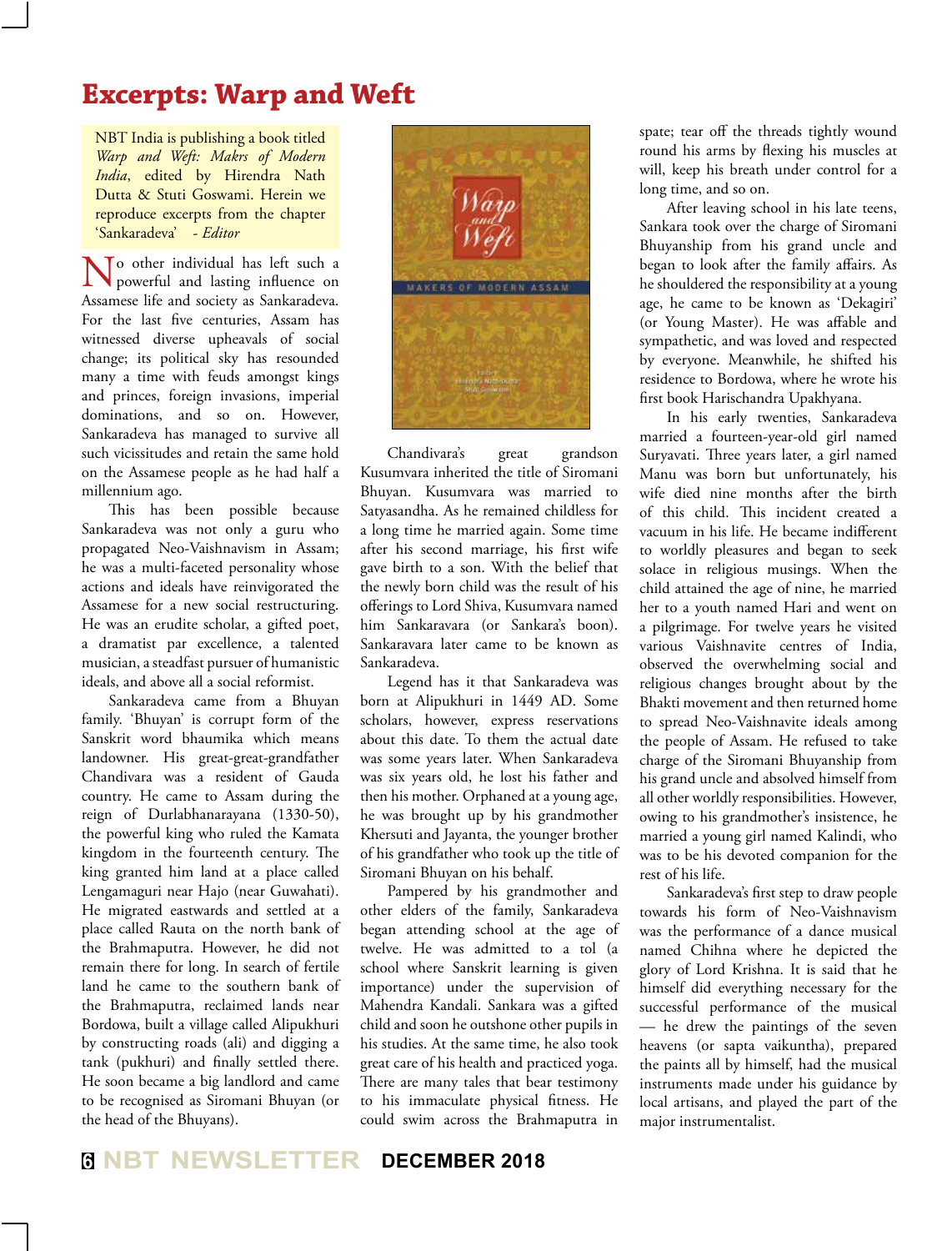# Excerpts: Warp and Weft

NBT India is publishing a book titled *Warp and Weft: Makrs of Modern India*, edited by Hirendra Nath Dutta & Stuti Goswami. Herein we reproduce excerpts from the chapter 'Sankaradeva' *- Editor*

No other individual has left such a powerful and lasting influence on Assamese life and society as Sankaradeva. For the last five centuries, Assam has witnessed diverse upheavals of social change; its political sky has resounded many a time with feuds amongst kings and princes, foreign invasions, imperial dominations, and so on. However, Sankaradeva has managed to survive all such vicissitudes and retain the same hold on the Assamese people as he had half a millennium ago.

This has been possible because Sankaradeva was not only a guru who propagated Neo-Vaishnavism in Assam; he was a multi-faceted personality whose actions and ideals have reinvigorated the Assamese for a new social restructuring. He was an erudite scholar, a gifted poet, a dramatist par excellence, a talented musician, a steadfast pursuer of humanistic ideals, and above all a social reformist.

Sankaradeva came from a Bhuyan family. 'Bhuyan' is corrupt form of the Sanskrit word bhaumika which means landowner. His great-great-grandfather Chandivara was a resident of Gauda country. He came to Assam during the reign of Durlabhanarayana (1330-50), the powerful king who ruled the Kamata kingdom in the fourteenth century. The king granted him land at a place called Lengamaguri near Hajo (near Guwahati). He migrated eastwards and settled at a place called Rauta on the north bank of the Brahmaputra. However, he did not remain there for long. In search of fertile land he came to the southern bank of the Brahmaputra, reclaimed lands near Bordowa, built a village called Alipukhuri by constructing roads (ali) and digging a tank (pukhuri) and finally settled there. He soon became a big landlord and came to be recognised as Siromani Bhuyan (or the head of the Bhuyans).

Chandivara's great grandson Kusumvara inherited the title of Siromani Bhuyan. Kusumvara was married to Satyasandha. As he remained childless for a long time he married again. Some time after his second marriage, his first wife gave birth to a son. With the belief that the newly born child was the result of his offerings to Lord Shiva, Kusumvara named him Sankaravara (or Sankara's boon). Sankaravara later came to be known as Sankaradeva.

Legend has it that Sankaradeva was born at Alipukhuri in 1449 AD. Some scholars, however, express reservations about this date. To them the actual date was some years later. When Sankaradeva was six years old, he lost his father and then his mother. Orphaned at a young age, he was brought up by his grandmother Khersuti and Jayanta, the younger brother of his grandfather who took up the title of Siromani Bhuyan on his behalf.

Pampered by his grandmother and other elders of the family, Sankaradeva began attending school at the age of twelve. He was admitted to a tol (a school where Sanskrit learning is given importance) under the supervision of Mahendra Kandali. Sankara was a gifted child and soon he outshone other pupils in his studies. At the same time, he also took great care of his health and practiced yoga. There are many tales that bear testimony to his immaculate physical fitness. He could swim across the Brahmaputra in spate; tear off the threads tightly wound round his arms by flexing his muscles at will, keep his breath under control for a long time, and so on.

After leaving school in his late teens, Sankara took over the charge of Siromani Bhuyanship from his grand uncle and began to look after the family affairs. As he shouldered the responsibility at a young age, he came to be known as 'Dekagiri' (or Young Master). He was affable and sympathetic, and was loved and respected by everyone. Meanwhile, he shifted his residence to Bordowa, where he wrote his first book Harischandra Upakhyana.

In his early twenties, Sankaradeva married a fourteen-year-old girl named Suryavati. Three years later, a girl named Manu was born but unfortunately, his wife died nine months after the birth of this child. This incident created a vacuum in his life. He became indifferent to worldly pleasures and began to seek solace in religious musings. When the child attained the age of nine, he married her to a youth named Hari and went on a pilgrimage. For twelve years he visited various Vaishnavite centres of India, observed the overwhelming social and religious changes brought about by the Bhakti movement and then returned home to spread Neo-Vaishnavite ideals among the people of Assam. He refused to take charge of the Siromani Bhuyanship from his grand uncle and absolved himself from all other worldly responsibilities. However, owing to his grandmother's insistence, he married a young girl named Kalindi, who was to be his devoted companion for the rest of his life.

Sankaradeva's first step to draw people towards his form of Neo-Vaishnavism was the performance of a dance musical named Chihna where he depicted the glory of Lord Krishna. It is said that he himself did everything necessary for the successful performance of the musical — he drew the paintings of the seven heavens (or sapta vaikuntha), prepared the paints all by himself, had the musical instruments made under his guidance by local artisans, and played the part of the major instrumentalist.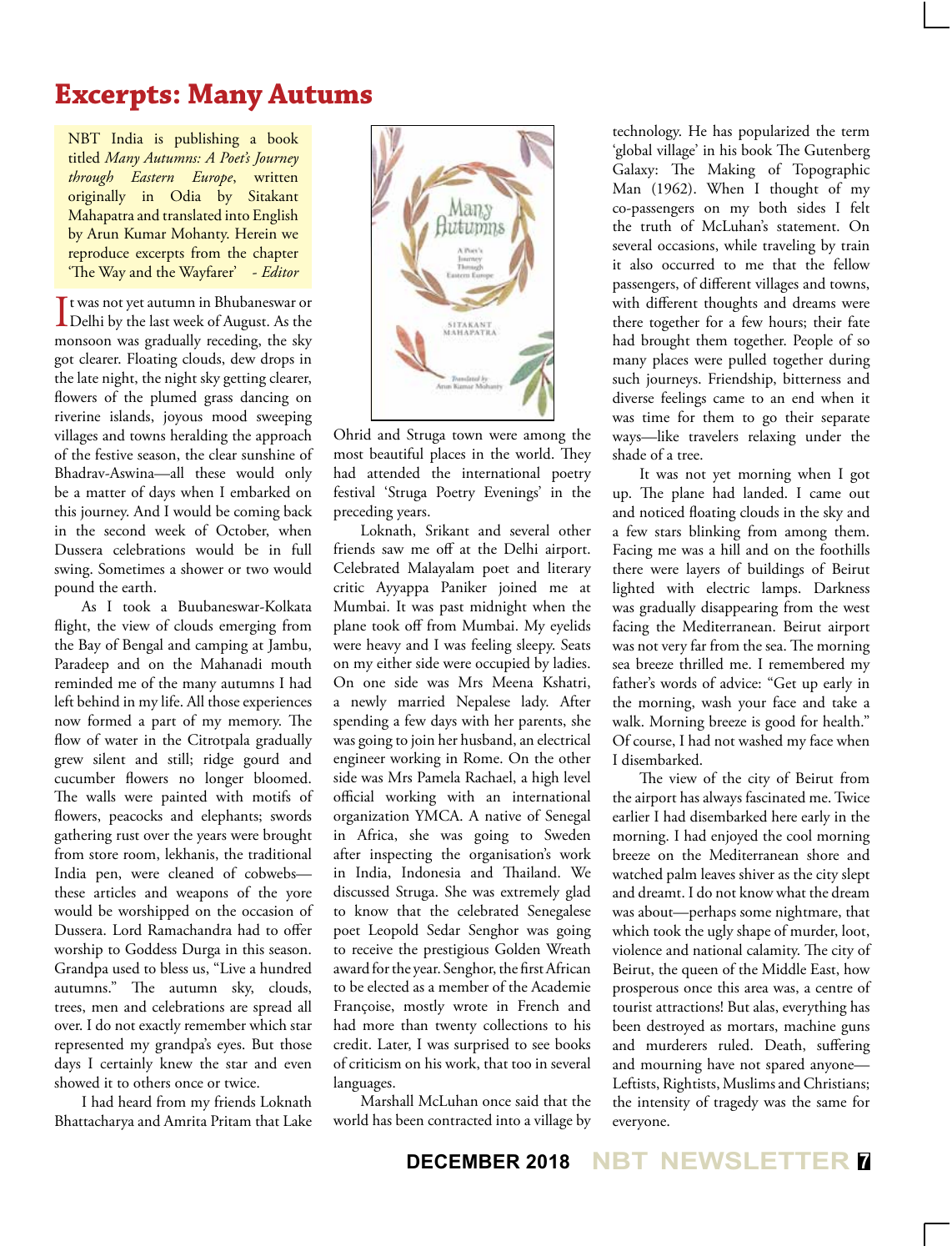# Excerpts: Many Autums

NBT India is publishing a book titled *Many Autumns: A Poet's Journey through Eastern Europe*, written originally in Odia by Sitakant Mahapatra and translated into English by Arun Kumar Mohanty. Herein we reproduce excerpts from the chapter 'The Way and the Wayfarer' *- Editor*

It was not yet autumn in Bhubaneswar or Delhi by the last week of August. As the monsoon was gradually receding, the sky got clearer. Floating clouds, dew drops in the late night, the night sky getting clearer, flowers of the plumed grass dancing on riverine islands, joyous mood sweeping villages and towns heralding the approach of the festive season, the clear sunshine of Bhadrav-Aswina—all these would only be a matter of days when I embarked on this journey. And I would be coming back in the second week of October, when Dussera celebrations would be in full swing. Sometimes a shower or two would pound the earth.

As I took a Buubaneswar-Kolkata flight, the view of clouds emerging from the Bay of Bengal and camping at Jambu, Paradeep and on the Mahanadi mouth reminded me of the many autumns I had left behind in my life. All those experiences now formed a part of my memory. The flow of water in the Citrotpala gradually grew silent and still; ridge gourd and cucumber flowers no longer bloomed. The walls were painted with motifs of flowers, peacocks and elephants; swords gathering rust over the years were brought from store room, lekhanis, the traditional India pen, were cleaned of cobwebs—these articles and weapons of the yore would be worshipped on the occasion of Dussera. Lord Ramachandra had to offer worship to Goddess Durga in this season. Grandpa used to bless us, "Live a hundred autumns." The autumn sky, clouds, trees, men and celebrations are spread all over. I do not exactly remember which star represented my grandpa's eyes. But those days I certainly knew the star and even showed it to others once or twice.

I had heard from my friends Loknath Bhattacharya and Amrita Pritam that Lake Ohrid and Struga town were among the most beautiful places in the world. They had attended the international poetry festival 'Struga Poetry Evenings' in the preceding years.

Loknath, Srikant and several other friends saw me off at the Delhi airport. Celebrated Malayalam poet and literary critic Ayyappa Paniker joined me at Mumbai. It was past midnight when the plane took off from Mumbai. My eyelids were heavy and I was feeling sleepy. Seats on my either side were occupied by ladies. On one side was Mrs Meena Kshatri, a newly married Nepalese lady. After spending a few days with her parents, she was going to join her husband, an electrical engineer working in Rome. On the other side was Mrs Pamela Rachael, a high level official working with an international organization YMCA. A native of Senegal in Africa, she was going to Sweden after inspecting the organisation's work in India, Indonesia and Thailand. We discussed Struga. She was extremely glad to know that the celebrated Senegalese poet Leopold Sedar Senghor was going to receive the prestigious Golden Wreath award for the year. Senghor, the first African to be elected as a member of the Academie Françoise, mostly wrote in French and had more than twenty collections to his credit. Later, I was surprised to see books of criticism on his work, that too in several languages.

Marshall McLuhan once said that the world has been contracted into a village by technology. He has popularized the term 'global village' in his book The Gutenberg Galaxy: The Making of Topographic Man (1962). When I thought of my co-passengers on my both sides I felt the truth of McLuhan's statement. On several occasions, while traveling by train it also occurred to me that the fellow passengers, of different villages and towns, with different thoughts and dreams were there together for a few hours; their fate had brought them together. People of so many places were pulled together during such journeys. Friendship, bitterness and diverse feelings came to an end when it was time for them to go their separate ways—like travelers relaxing under the shade of a tree.

It was not yet morning when I got up. The plane had landed. I came out and noticed floating clouds in the sky and a few stars blinking from among them. Facing me was a hill and on the foothills there were layers of buildings of Beirut lighted with electric lamps. Darkness was gradually disappearing from the west facing the Mediterranean. Beirut airport was not very far from the sea. The morning sea breeze thrilled me. I remembered my father's words of advice: "Get up early in the morning, wash your face and take a walk. Morning breeze is good for health." Of course, I had not washed my face when I disembarked.

The view of the city of Beirut from the airport has always fascinated me. Twice earlier I had disembarked here early in the morning. I had enjoyed the cool morning breeze on the Mediterranean shore and watched palm leaves shiver as the city slept and dreamt. I do not know what the dream was about—perhaps some nightmare, that which took the ugly shape of murder, loot, violence and national calamity. The city of Beirut, the queen of the Middle East, how prosperous once this area was, a centre of tourist attractions! But alas, everything has been destroyed as mortars, machine guns and murderers ruled. Death, suffering and mourning have not spared anyone—Leftists, Rightists, Muslims and Christians; the intensity of tragedy was the same for everyone.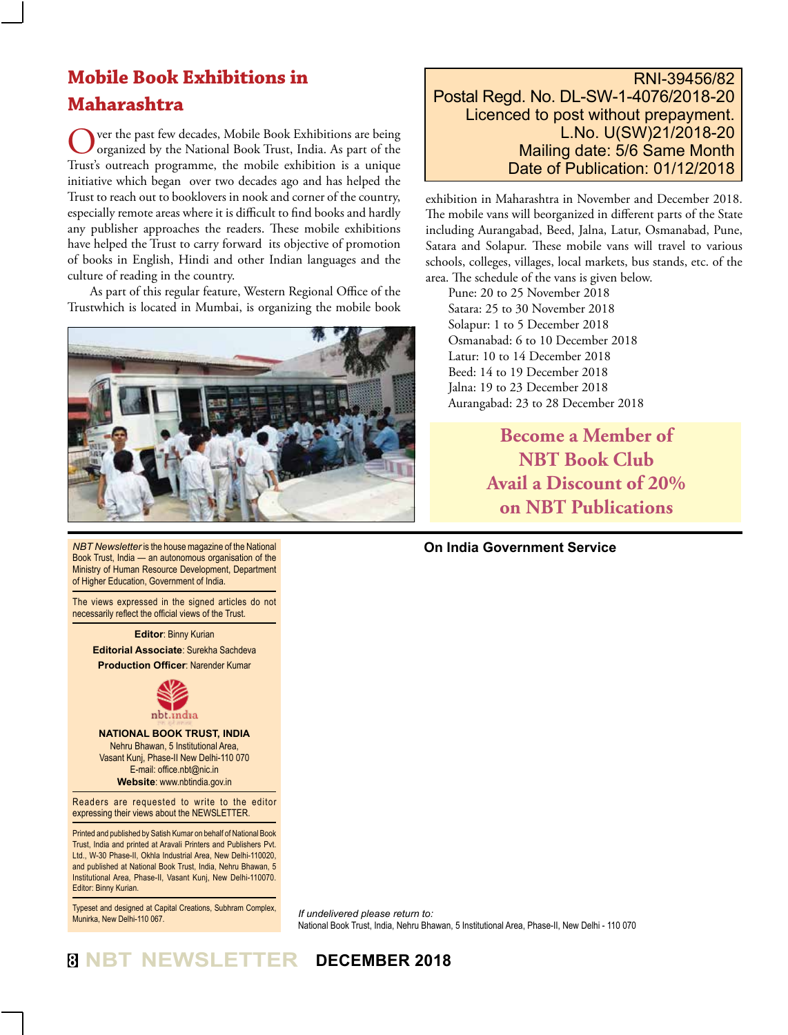## Mobile Book Exhibitions in Maharashtra

Over the past few decades, Mobile Book Exhibitions are being organized by the National Book Trust, India. As part of the Trust's outreach programme, the mobile exhibition is a unique initiative which began over two decades ago and has helped the Trust to reach out to booklovers in nook and corner of the country, especially remote areas where it is difficult to find books and hardly any publisher approaches the readers. These mobile exhibitions have helped the Trust to carry forward its objective of promotion of books in English, Hindi and other Indian languages and the culture of reading in the country.

As part of this regular feature, Western Regional Office of the Trustwhich is located in Mumbai, is organizing the mobile book exhibition in Maharashtra in November and December 2018. The mobile vans will beorganized in different parts of the State including Aurangabad, Beed, Jalna, Latur, Osmanabad, Pune, Satara and Solapur. These mobile vans will travel to various schools, colleges, villages, local markets, bus stands, etc. of the area. The schedule of the vans is given below.

Pune: 20 to 25 November 2018
Satara: 25 to 30 November 2018
Solapur: 1 to 5 December 2018
Osmanabad: 6 to 10 December 2018
Latur: 10 to 14 December 2018
Beed: 14 to 19 December 2018
Jalna: 19 to 23 December 2018
Aurangabad: 23 to 28 December 2018

RNI-39456/82
Postal Regd. No. DL-SW-1-4076/2018-20
Licenced to post without prepayment.
L.No. U(SW)21/2018-20
Mailing date: 5/6 Same Month
Date of Publication: 01/12/2018

**Become a Member of NBT Book Club**
**Avail a Discount of 20% on NBT Publications**

*NBT Newsletter* is the house magazine of the National Book Trust, India — an autonomous organisation of the Ministry of Human Resource Development, Department of Higher Education, Government of India.

The views expressed in the signed articles do not necessarily reflect the official views of the Trust.

**Editor**: Binny Kurian
**Editorial Associate**: Surekha Sachdeva
**Production Officer**: Narender Kumar

**NATIONAL BOOK TRUST, INDIA**
Nehru Bhawan, 5 Institutional Area,
Vasant Kunj, Phase-II New Delhi-110 070
E-mail: office.nbt@nic.in
**Website**: www.nbtindia.gov.in

Readers are requested to write to the editor expressing their views about the NEWSLETTER.

Printed and published by Satish Kumar on behalf of National Book Trust, India and printed at Aravali Printers and Publishers Pvt. Ltd., W-30 Phase-II, Okhla Industrial Area, New Delhi-110020, and published at National Book Trust, India, Nehru Bhawan, 5 Institutional Area, Phase-II, Vasant Kunj, New Delhi-110070. Editor: Binny Kurian.

Typeset and designed at Capital Creations, Subhram Complex, Munirka, New Delhi-110 067.

**On India Government Service**

*If undelivered please return to:*
National Book Trust, India, Nehru Bhawan, 5 Institutional Area, Phase-II, New Delhi - 110 070